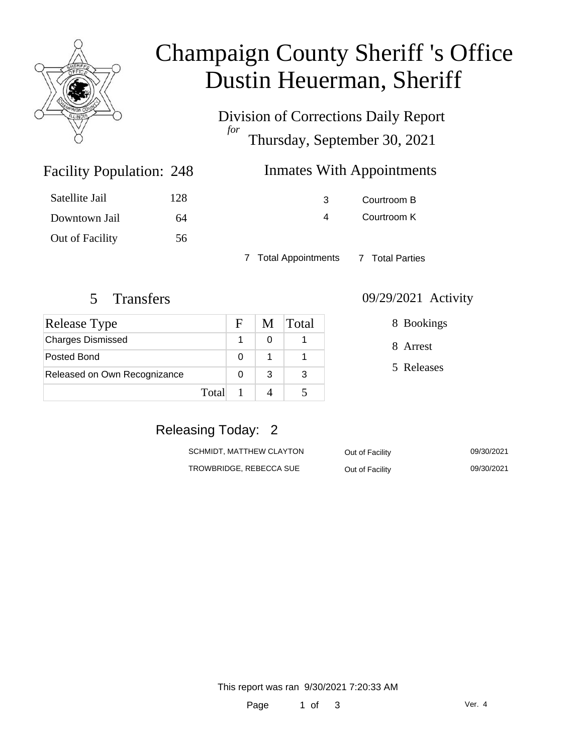# Champaign County Sheriff 's Office
# Dustin Heuerman, Sheriff

Division of Corrections Daily Report
*for*
Thursday, September 30, 2021

## Facility Population: 248

| | |
|---|---|
| Satellite Jail | 128 |
| Downtown Jail | 64 |
| Out of Facility | 56 |

## Inmates With Appointments

| | |
|---|---|
| 3 | Courtroom B |
| 4 | Courtroom K |

7 Total Appointments    7 Total Parties

## 5 Transfers

| Release Type | F | M | Total |
|---|---|---|---|
| Charges Dismissed | 1 | 0 | 1 |
| Posted Bond | 0 | 1 | 1 |
| Released on Own Recognizance | 0 | 3 | 3 |
| Total | 1 | 4 | 5 |

## 09/29/2021 Activity

8 Bookings

8 Arrest

5 Releases

## Releasing Today: 2

| | | |
|---|---|---|
| SCHMIDT, MATTHEW CLAYTON | Out of Facility | 09/30/2021 |
| TROWBRIDGE, REBECCA SUE | Out of Facility | 09/30/2021 |

This report was ran 9/30/2021 7:20:33 AM

Ver. 4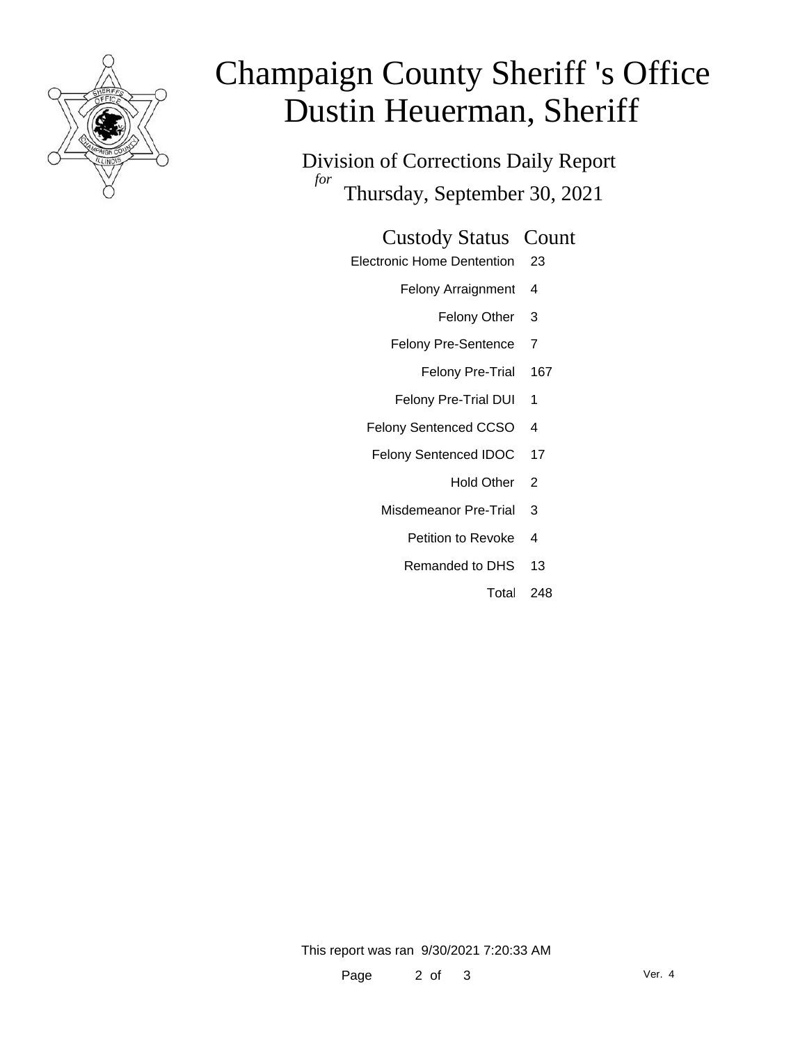# Champaign County Sheriff 's Office
# Dustin Heuerman, Sheriff

Division of Corrections Daily Report
*for*
Thursday, September 30, 2021

| Custody Status | Count |
|---|---|
| Electronic Home Dentention | 23 |
| Felony Arraignment | 4 |
| Felony Other | 3 |
| Felony Pre-Sentence | 7 |
| Felony Pre-Trial | 167 |
| Felony Pre-Trial DUI | 1 |
| Felony Sentenced CCSO | 4 |
| Felony Sentenced IDOC | 17 |
| Hold Other | 2 |
| Misdemeanor Pre-Trial | 3 |
| Petition to Revoke | 4 |
| Remanded to DHS | 13 |
| Total | 248 |

This report was ran 9/30/2021 7:20:33 AM

Ver. 4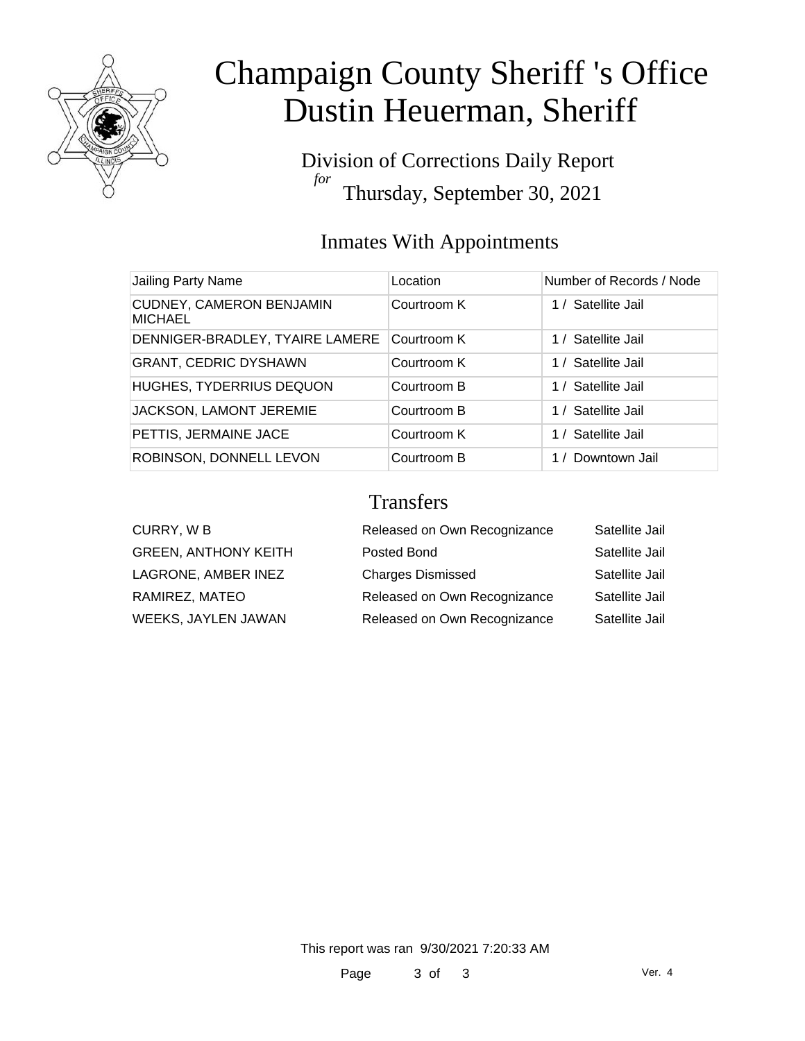# Champaign County Sheriff 's Office
# Dustin Heuerman, Sheriff

Division of Corrections Daily Report
*for* Thursday, September 30, 2021

## Inmates With Appointments

| Jailing Party Name | Location | Number of Records / Node |
|---|---|---|
| CUDNEY, CAMERON BENJAMIN MICHAEL | Courtroom K | 1 / Satellite Jail |
| DENNIGER-BRADLEY, TYAIRE LAMERE | Courtroom K | 1 / Satellite Jail |
| GRANT, CEDRIC DYSHAWN | Courtroom K | 1 / Satellite Jail |
| HUGHES, TYDERRIUS DEQUON | Courtroom B | 1 / Satellite Jail |
| JACKSON, LAMONT JEREMIE | Courtroom B | 1 / Satellite Jail |
| PETTIS, JERMAINE JACE | Courtroom K | 1 / Satellite Jail |
| ROBINSON, DONNELL LEVON | Courtroom B | 1 / Downtown Jail |

## Transfers

| | | |
|---|---|---|
| CURRY, W B | Released on Own Recognizance | Satellite Jail |
| GREEN, ANTHONY KEITH | Posted Bond | Satellite Jail |
| LAGRONE, AMBER INEZ | Charges Dismissed | Satellite Jail |
| RAMIREZ, MATEO | Released on Own Recognizance | Satellite Jail |
| WEEKS, JAYLEN JAWAN | Released on Own Recognizance | Satellite Jail |

This report was ran 9/30/2021 7:20:33 AM